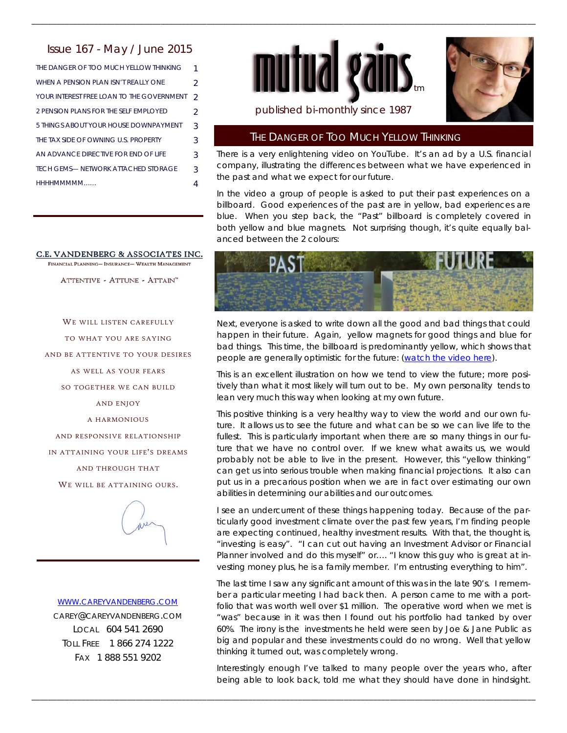# mutual gains™

published bi-monthly since 1987

## Issue 167 - May / June 2015

| | |
|---|---|
| THE DANGER OF TOO MUCH YELLOW THINKING | 1 |
| WHEN A PENSION PLAN ISN'T REALLY ONE | 2 |
| YOUR INTEREST FREE LOAN TO THE GOVERNMENT | 2 |
| 2 PENSION PLANS FOR THE SELF EMPLOYED | 2 |
| 5 THINGS ABOUT YOUR HOUSE DOWNPAYMENT | 3 |
| THE TAX SIDE OF OWNING U.S. PROPERTY | 3 |
| AN ADVANCE DIRECTIVE FOR END OF LIFE | 3 |
| TECH GEMS— NETWORK ATTACHED STORAGE | 3 |
| HHHHMMMMM...... | 4 |

C.E. VANDENBERG & ASSOCIATES INC.

FINANCIAL PLANNING— INSURANCE— WEALTH MANAGEMENT

ATTENTIVE - ATTUNE - ATTAIN™

WE WILL LISTEN CAREFULLY
TO WHAT YOU ARE SAYING
AND BE ATTENTIVE TO YOUR DESIRES
AS WELL AS YOUR FEARS
SO TOGETHER WE CAN BUILD
AND ENJOY
A HARMONIOUS
AND RESPONSIVE RELATIONSHIP
IN ATTAINING YOUR LIFE'S DREAMS
AND THROUGH THAT
WE WILL BE ATTAINING OURS.

WWW.CAREYVANDENBERG.COM
CAREY@CAREYVANDENBERG.COM
LOCAL 604 541 2690
TOLL FREE 1 866 274 1222
FAX 1 888 551 9202

## THE DANGER OF TOO MUCH YELLOW THINKING

There is a very enlightening video on YouTube. It's an ad by a U.S. financial company, illustrating the differences between what we have experienced in the past and what we expect for our future.

In the video a group of people is asked to put their past experiences on a billboard. Good experiences of the past are in yellow, bad experiences are blue. When you step back, the "Past" billboard is completely covered in both yellow and blue magnets. Not surprising though, it's quite equally balanced between the 2 colours:

Next, everyone is asked to write down all the good and bad things that could happen in their future. Again, yellow magnets for good things and blue for bad things. This time, the billboard is predominantly yellow, which shows that people are generally optimistic for the future: (watch the video here).

This is an excellent illustration on how we tend to view the future; more positively than what it most likely will turn out to be. My own personality tends to lean very much this way when looking at my own future.

This positive thinking is a very healthy way to view the world and our own future. It allows us to see the future and what can be so we can live life to the fullest. This is particularly important when there are so many things in our future that we have no control over. If we knew what awaits us, we would probably not be able to live in the present. However, this "yellow thinking" can get us into serious trouble when making financial projections. It also can put us in a precarious position when we are in fact over estimating our own abilities in determining our abilities and our outcomes.

I see an undercurrent of these things happening today. Because of the particularly good investment climate over the past few years, I'm finding people are expecting continued, healthy investment results. With that, the thought is, "investing is easy". "I can cut out having an Investment Advisor or Financial Planner involved and do this myself" or.... "I know this guy who is great at investing money plus, he is a family member. I'm entrusting everything to him".

The last time I saw any significant amount of this was in the late 90's. I remember a particular meeting I had back then. A person came to me with a portfolio that was worth well over $1 million. The operative word when we met is "was" because in it was then I found out his portfolio had tanked by over 60%. The irony is the investments he held were seen by Joe & Jane Public as big and popular and these investments could do no wrong. Well that yellow thinking it turned out, was completely wrong.

Interestingly enough I've talked to many people over the years who, after being able to look back, told me what they should have done in hindsight.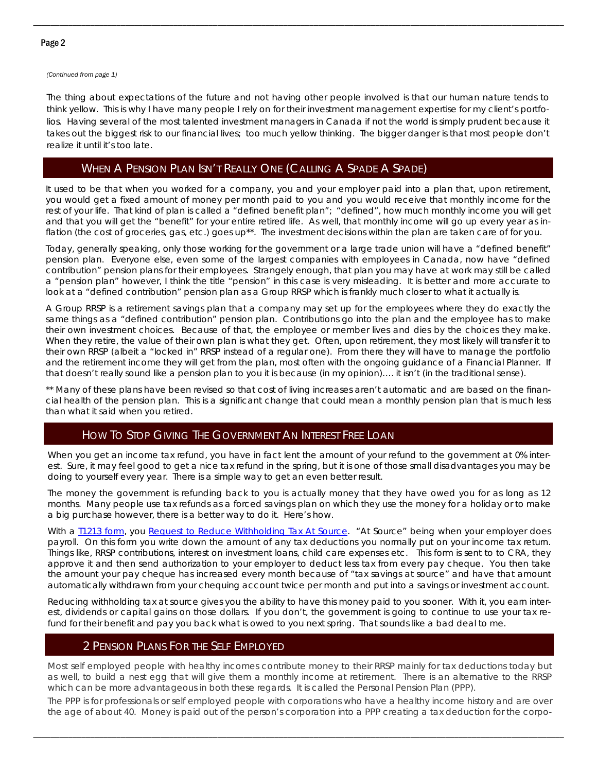*(Continued from page 1)*

The thing about expectations of the future and not having other people involved is that our human nature tends to think yellow. This is why I have many people I rely on for their investment management expertise for my client's portfolios. Having several of the most talented investment managers in Canada if not the world is simply prudent because it takes out the biggest risk to our financial lives; too much yellow thinking. The bigger danger is that most people don't realize it until it's too late.

## When A Pension Plan Isn't Really One (Calling A Spade A Spade)

It used to be that when you worked for a company, you and your employer paid into a plan that, upon retirement, you would get a fixed amount of money per month paid to you and you would receive that monthly income for the rest of your life. That kind of plan is called a "defined benefit plan"; "defined", how much monthly income you will get and that you will get the "benefit" for your entire retired life. As well, that monthly income will go up every year as inflation (the cost of groceries, gas, etc.) goes up**. The investment decisions within the plan are taken care of for you.

Today, generally speaking, only those working for the government or a large trade union will have a "defined benefit" pension plan. Everyone else, even some of the largest companies with employees in Canada, now have "defined contribution" pension plans for their employees. Strangely enough, that plan you may have at work may still be called a "pension plan" however, I think the title "pension" in this case is very misleading. It is better and more accurate to look at a "defined contribution" pension plan as a Group RRSP which is frankly much closer to what it actually is.

A Group RRSP is a retirement savings plan that a company may set up for the employees where they do exactly the same things as a "defined contribution" pension plan. Contributions go into the plan and the employee has to make their own investment choices. Because of that, the employee or member lives and dies by the choices they make. When they retire, the value of their own plan is what they get. Often, upon retirement, they most likely will transfer it to their own RRSP (albeit a "locked in" RRSP instead of a regular one). From there they will have to manage the portfolio and the retirement income they will get from the plan, most often with the ongoing guidance of a Financial Planner. If that doesn't really sound like a pension plan to you it is because (in my opinion)…. it isn't (in the traditional sense).

** Many of these plans have been revised so that cost of living increases aren't automatic and are based on the financial health of the pension plan. This is a significant change that could mean a monthly pension plan that is much less than what it said when you retired.

## How To Stop Giving The Government An Interest Free Loan

When you get an income tax refund, you have in fact lent the amount of your refund to the government at 0% interest. Sure, it may feel good to get a nice tax refund in the spring, but it is one of those small disadvantages you may be doing to yourself every year. There is a simple way to get an even better result.

The money the government is refunding back to you is actually money that they have owed you for as long as 12 months. Many people use tax refunds as a forced savings plan on which they use the money for a holiday or to make a big purchase however, there is a better way to do it. Here's how.

With a T1213 form, you Request to Reduce Withholding Tax At Source. "At Source" being when your employer does payroll. On this form you write down the amount of any tax deductions you normally put on your income tax return. Things like, RRSP contributions, interest on investment loans, child care expenses etc. This form is sent to to CRA, they approve it and then send authorization to your employer to deduct less tax from every pay cheque. You then take the amount your pay cheque has increased every month because of "tax savings at source" and have that amount automatically withdrawn from your chequing account twice per month and put into a savings or investment account.

Reducing withholding tax at source gives you the ability to have this money paid to you sooner. With it, you earn interest, dividends or capital gains on those dollars. If you don't, the government is going to continue to use your tax refund for their benefit and pay you back what is owed to you next spring. That sounds like a bad deal to me.

## 2 Pension Plans For the Self Employed

Most self employed people with healthy incomes contribute money to their RRSP mainly for tax deductions today but as well, to build a nest egg that will give them a monthly income at retirement. There is an alternative to the RRSP which can be more advantageous in both these regards. It is called the Personal Pension Plan (PPP).

The PPP is for professionals or self employed people with corporations who have a healthy income history and are over the age of about 40. Money is paid out of the person's corporation into a PPP creating a tax deduction for the corpo-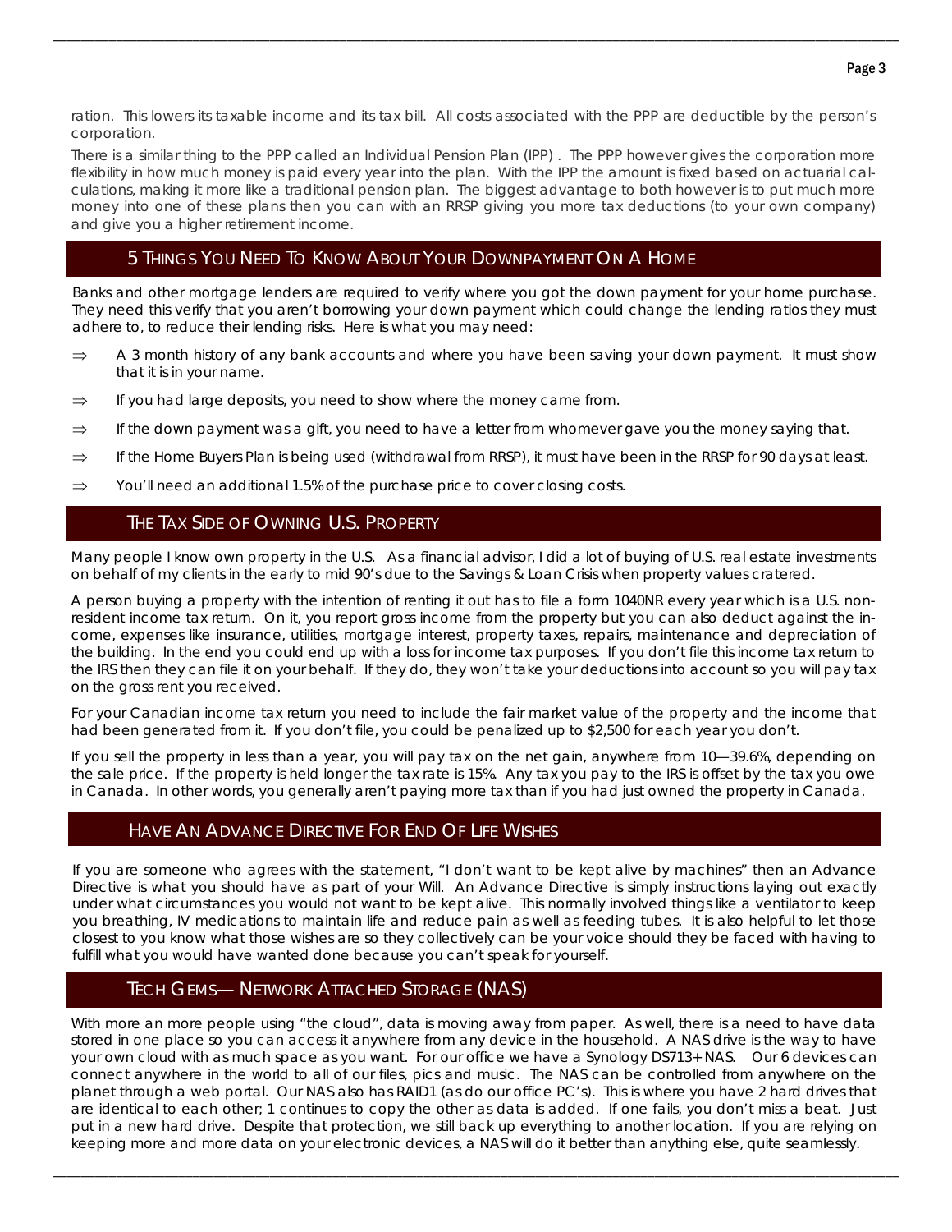ration. This lowers its taxable income and its tax bill. All costs associated with the PPP are deductible by the person's corporation.

There is a similar thing to the PPP called an Individual Pension Plan (IPP) . The PPP however gives the corporation more flexibility in how much money is paid every year into the plan. With the IPP the amount is fixed based on actuarial calculations, making it more like a traditional pension plan. The biggest advantage to both however is to put much more money into one of these plans then you can with an RRSP giving you more tax deductions (to your own company) and give you a higher retirement income.

## 5 Things You Need To Know About Your Downpayment On A Home

Banks and other mortgage lenders are required to verify where you got the down payment for your home purchase. They need this verify that you aren't borrowing your down payment which could change the lending ratios they must adhere to, to reduce their lending risks. Here is what you may need:

- ⇒ A 3 month history of any bank accounts and where you have been saving your down payment. It must show that it is in your name.
- ⇒ If you had large deposits, you need to show where the money came from.
- ⇒ If the down payment was a gift, you need to have a letter from whomever gave you the money saying that.
- ⇒ If the Home Buyers Plan is being used (withdrawal from RRSP), it must have been in the RRSP for 90 days at least.
- ⇒ You'll need an additional 1.5% of the purchase price to cover closing costs.

## The Tax Side of Owning U.S. Property

Many people I know own property in the U.S. As a financial advisor, I did a lot of buying of U.S. real estate investments on behalf of my clients in the early to mid 90's due to the Savings & Loan Crisis when property values cratered.

A person buying a property with the intention of renting it out has to file a form 1040NR every year which is a U.S. non-resident income tax return. On it, you report gross income from the property but you can also deduct against the income, expenses like insurance, utilities, mortgage interest, property taxes, repairs, maintenance and depreciation of the building. In the end you could end up with a loss for income tax purposes. If you don't file this income tax return to the IRS then they can file it on your behalf. If they do, they won't take your deductions into account so you will pay tax on the gross rent you received.

For your Canadian income tax return you need to include the fair market value of the property and the income that had been generated from it. If you don't file, you could be penalized up to $2,500 for each year you don't.

If you sell the property in less than a year, you will pay tax on the net gain, anywhere from 10—39.6%, depending on the sale price. If the property is held longer the tax rate is 15%. Any tax you pay to the IRS is offset by the tax you owe in Canada. In other words, you generally aren't paying more tax than if you had just owned the property in Canada.

## Have An Advance Directive For End Of Life Wishes

If you are someone who agrees with the statement, "I don't want to be kept alive by machines" then an Advance Directive is what you should have as part of your Will. An Advance Directive is simply instructions laying out exactly under what circumstances you would not want to be kept alive. This normally involved things like a ventilator to keep you breathing, IV medications to maintain life and reduce pain as well as feeding tubes. It is also helpful to let those closest to you know what those wishes are so they collectively can be your voice should they be faced with having to fulfill what you would have wanted done because you can't speak for yourself.

## Tech Gems— Network Attached Storage (NAS)

With more an more people using "the cloud", data is moving away from paper. As well, there is a need to have data stored in one place so you can access it anywhere from any device in the household. A NAS drive is the way to have your own cloud with as much space as you want. For our office we have a Synology DS713+ NAS. Our 6 devices can connect anywhere in the world to all of our files, pics and music. The NAS can be controlled from anywhere on the planet through a web portal. Our NAS also has RAID1 (as do our office PC's). This is where you have 2 hard drives that are identical to each other; 1 continues to copy the other as data is added. If one fails, you don't miss a beat. Just put in a new hard drive. Despite that protection, we still back up everything to another location. If you are relying on keeping more and more data on your electronic devices, a NAS will do it better than anything else, quite seamlessly.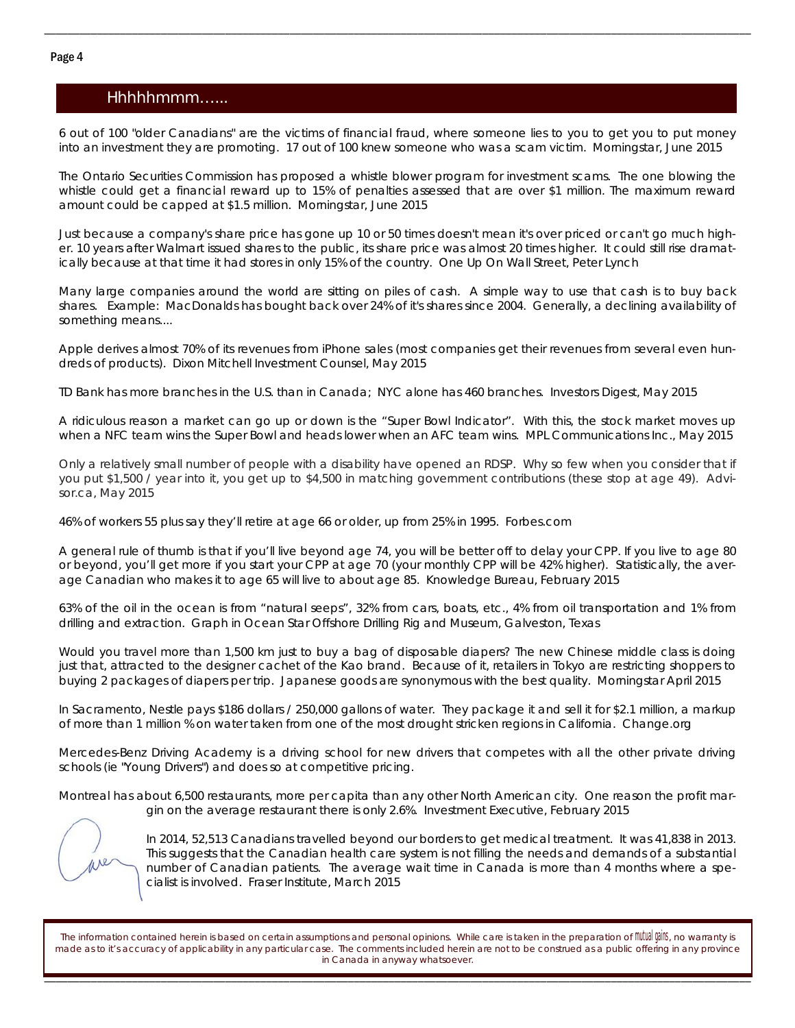## Hhhhhmmm…...

6 out of 100 "older Canadians" are the victims of financial fraud, where someone lies to you to get you to put money into an investment they are promoting. 17 out of 100 knew someone who was a scam victim. Morningstar, June 2015

The Ontario Securities Commission has proposed a whistle blower program for investment scams. The one blowing the whistle could get a financial reward up to 15% of penalties assessed that are over $1 million. The maximum reward amount could be capped at $1.5 million. Morningstar, June 2015

Just because a company's share price has gone up 10 or 50 times doesn't mean it's over priced or can't go much higher. 10 years after Walmart issued shares to the public, its share price was almost 20 times higher. It could still rise dramatically because at that time it had stores in only 15% of the country. One Up On Wall Street, Peter Lynch

Many large companies around the world are sitting on piles of cash. A simple way to use that cash is to buy back shares. Example: MacDonalds has bought back over 24% of it's shares since 2004. Generally, a declining availability of something means....

Apple derives almost 70% of its revenues from iPhone sales (most companies get their revenues from several even hundreds of products). Dixon Mitchell Investment Counsel, May 2015

TD Bank has more branches in the U.S. than in Canada; NYC alone has 460 branches. Investors Digest, May 2015

A ridiculous reason a market can go up or down is the "Super Bowl Indicator". With this, the stock market moves up when a NFC team wins the Super Bowl and heads lower when an AFC team wins. MPL Communications Inc., May 2015

Only a relatively small number of people with a disability have opened an RDSP. Why so few when you consider that if you put $1,500 / year into it, you get up to $4,500 in matching government contributions (these stop at age 49). Advisor.ca, May 2015

46% of workers 55 plus say they'll retire at age 66 or older, up from 25% in 1995. Forbes.com

A general rule of thumb is that if you'll live beyond age 74, you will be better off to delay your CPP. If you live to age 80 or beyond, you'll get more if you start your CPP at age 70 (your monthly CPP will be 42% higher). Statistically, the average Canadian who makes it to age 65 will live to about age 85. Knowledge Bureau, February 2015

63% of the oil in the ocean is from "natural seeps", 32% from cars, boats, etc., 4% from oil transportation and 1% from drilling and extraction. Graph in Ocean Star Offshore Drilling Rig and Museum, Galveston, Texas

Would you travel more than 1,500 km just to buy a bag of disposable diapers? The new Chinese middle class is doing just that, attracted to the designer cachet of the Kao brand. Because of it, retailers in Tokyo are restricting shoppers to buying 2 packages of diapers per trip. Japanese goods are synonymous with the best quality. Morningstar April 2015

In Sacramento, Nestle pays $186 dollars / 250,000 gallons of water. They package it and sell it for $2.1 million, a markup of more than 1 million % on water taken from one of the most drought stricken regions in California. Change.org

Mercedes-Benz Driving Academy is a driving school for new drivers that competes with all the other private driving schools (ie "Young Drivers") and does so at competitive pricing.

Montreal has about 6,500 restaurants, more per capita than any other North American city. One reason the profit margin on the average restaurant there is only 2.6%. Investment Executive, February 2015

In 2014, 52,513 Canadians travelled beyond our borders to get medical treatment. It was 41,838 in 2013. This suggests that the Canadian health care system is not filling the needs and demands of a substantial number of Canadian patients. The average wait time in Canada is more than 4 months where a specialist is involved. Fraser Institute, March 2015

*The information contained herein is based on certain assumptions and personal opinions. While care is taken in the preparation of mutual gains, no warranty is made as to it's accuracy of applicability in any particular case. The comments included herein are not to be construed as a public offering in any province in Canada in anyway whatsoever.*